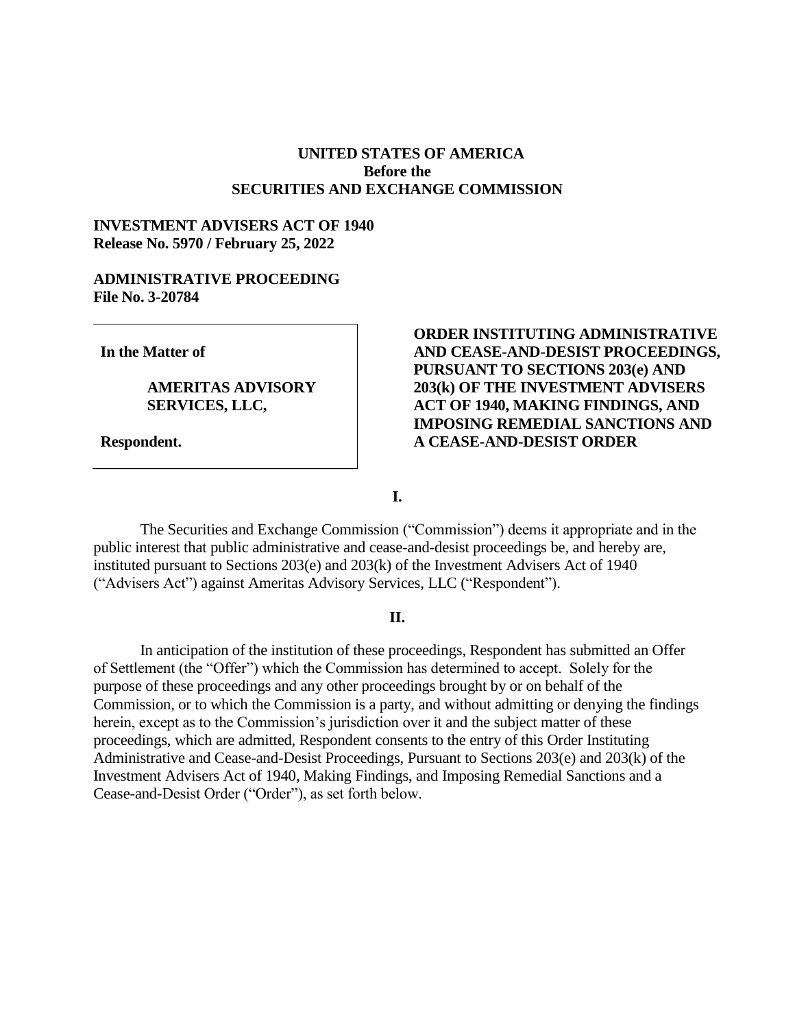**UNITED STATES OF AMERICA**
**Before the**
**SECURITIES AND EXCHANGE COMMISSION**

**INVESTMENT ADVISERS ACT OF 1940**
**Release No. 5970 / February 25, 2022**

**ADMINISTRATIVE PROCEEDING**
**File No. 3-20784**

**In the Matter of**

**AMERITAS ADVISORY SERVICES, LLC,**

**Respondent.**

**ORDER INSTITUTING ADMINISTRATIVE AND CEASE-AND-DESIST PROCEEDINGS, PURSUANT TO SECTIONS 203(e) AND 203(k) OF THE INVESTMENT ADVISERS ACT OF 1940, MAKING FINDINGS, AND IMPOSING REMEDIAL SANCTIONS AND A CEASE-AND-DESIST ORDER**

## I.

The Securities and Exchange Commission ("Commission") deems it appropriate and in the public interest that public administrative and cease-and-desist proceedings be, and hereby are, instituted pursuant to Sections 203(e) and 203(k) of the Investment Advisers Act of 1940 ("Advisers Act") against Ameritas Advisory Services, LLC ("Respondent").

## II.

In anticipation of the institution of these proceedings, Respondent has submitted an Offer of Settlement (the "Offer") which the Commission has determined to accept. Solely for the purpose of these proceedings and any other proceedings brought by or on behalf of the Commission, or to which the Commission is a party, and without admitting or denying the findings herein, except as to the Commission's jurisdiction over it and the subject matter of these proceedings, which are admitted, Respondent consents to the entry of this Order Instituting Administrative and Cease-and-Desist Proceedings, Pursuant to Sections 203(e) and 203(k) of the Investment Advisers Act of 1940, Making Findings, and Imposing Remedial Sanctions and a Cease-and-Desist Order ("Order"), as set forth below.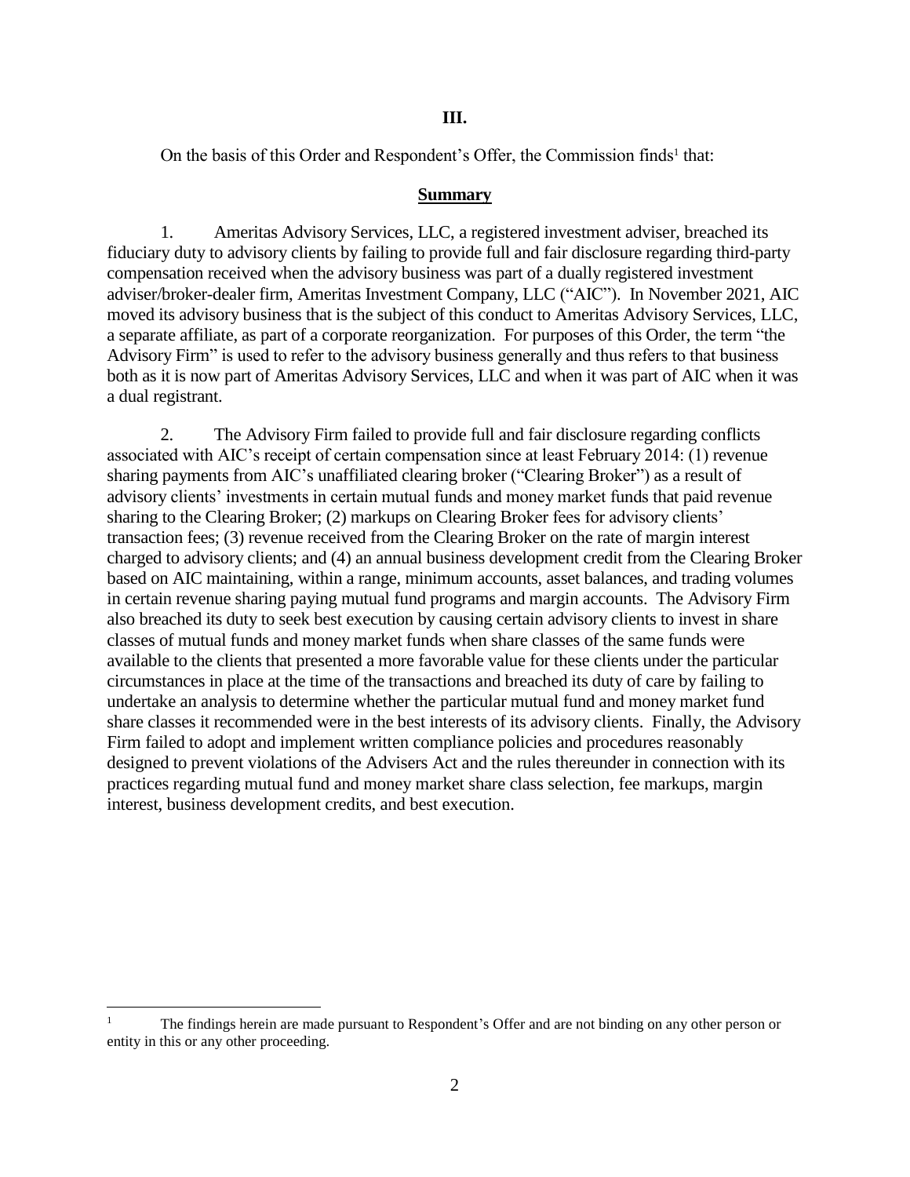## III.

On the basis of this Order and Respondent's Offer, the Commission finds[1] that:

### Summary

1. Ameritas Advisory Services, LLC, a registered investment adviser, breached its fiduciary duty to advisory clients by failing to provide full and fair disclosure regarding third-party compensation received when the advisory business was part of a dually registered investment adviser/broker-dealer firm, Ameritas Investment Company, LLC ("AIC"). In November 2021, AIC moved its advisory business that is the subject of this conduct to Ameritas Advisory Services, LLC, a separate affiliate, as part of a corporate reorganization. For purposes of this Order, the term "the Advisory Firm" is used to refer to the advisory business generally and thus refers to that business both as it is now part of Ameritas Advisory Services, LLC and when it was part of AIC when it was a dual registrant.

2. The Advisory Firm failed to provide full and fair disclosure regarding conflicts associated with AIC's receipt of certain compensation since at least February 2014: (1) revenue sharing payments from AIC's unaffiliated clearing broker ("Clearing Broker") as a result of advisory clients' investments in certain mutual funds and money market funds that paid revenue sharing to the Clearing Broker; (2) markups on Clearing Broker fees for advisory clients' transaction fees; (3) revenue received from the Clearing Broker on the rate of margin interest charged to advisory clients; and (4) an annual business development credit from the Clearing Broker based on AIC maintaining, within a range, minimum accounts, asset balances, and trading volumes in certain revenue sharing paying mutual fund programs and margin accounts. The Advisory Firm also breached its duty to seek best execution by causing certain advisory clients to invest in share classes of mutual funds and money market funds when share classes of the same funds were available to the clients that presented a more favorable value for these clients under the particular circumstances in place at the time of the transactions and breached its duty of care by failing to undertake an analysis to determine whether the particular mutual fund and money market fund share classes it recommended were in the best interests of its advisory clients. Finally, the Advisory Firm failed to adopt and implement written compliance policies and procedures reasonably designed to prevent violations of the Advisers Act and the rules thereunder in connection with its practices regarding mutual fund and money market share class selection, fee markups, margin interest, business development credits, and best execution.

[1] The findings herein are made pursuant to Respondent's Offer and are not binding on any other person or entity in this or any other proceeding.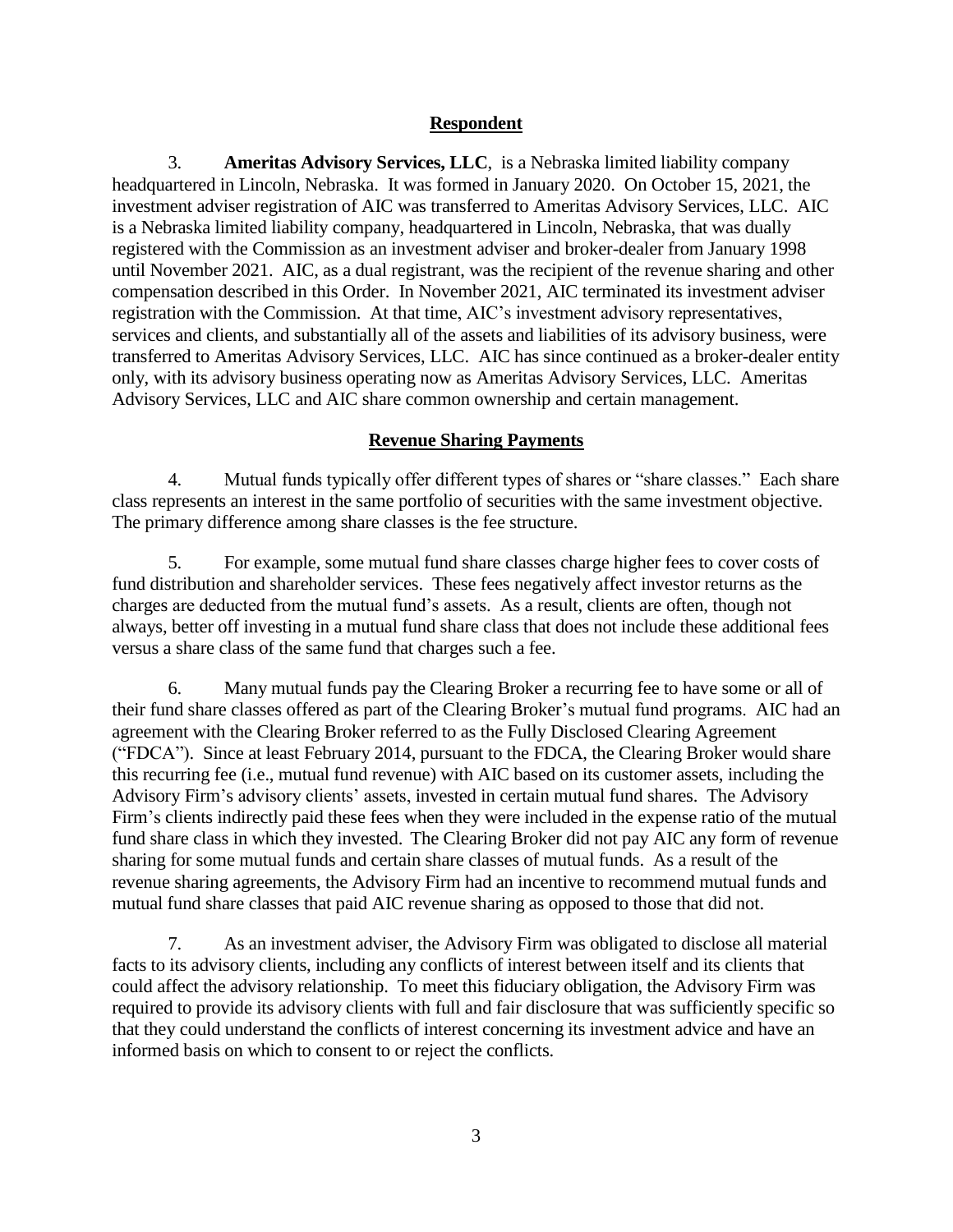## Respondent

3. **Ameritas Advisory Services, LLC**, is a Nebraska limited liability company headquartered in Lincoln, Nebraska. It was formed in January 2020. On October 15, 2021, the investment adviser registration of AIC was transferred to Ameritas Advisory Services, LLC. AIC is a Nebraska limited liability company, headquartered in Lincoln, Nebraska, that was dually registered with the Commission as an investment adviser and broker-dealer from January 1998 until November 2021. AIC, as a dual registrant, was the recipient of the revenue sharing and other compensation described in this Order. In November 2021, AIC terminated its investment adviser registration with the Commission. At that time, AIC's investment advisory representatives, services and clients, and substantially all of the assets and liabilities of its advisory business, were transferred to Ameritas Advisory Services, LLC. AIC has since continued as a broker-dealer entity only, with its advisory business operating now as Ameritas Advisory Services, LLC. Ameritas Advisory Services, LLC and AIC share common ownership and certain management.

## Revenue Sharing Payments

4. Mutual funds typically offer different types of shares or "share classes." Each share class represents an interest in the same portfolio of securities with the same investment objective. The primary difference among share classes is the fee structure.

5. For example, some mutual fund share classes charge higher fees to cover costs of fund distribution and shareholder services. These fees negatively affect investor returns as the charges are deducted from the mutual fund's assets. As a result, clients are often, though not always, better off investing in a mutual fund share class that does not include these additional fees versus a share class of the same fund that charges such a fee.

6. Many mutual funds pay the Clearing Broker a recurring fee to have some or all of their fund share classes offered as part of the Clearing Broker's mutual fund programs. AIC had an agreement with the Clearing Broker referred to as the Fully Disclosed Clearing Agreement ("FDCA"). Since at least February 2014, pursuant to the FDCA, the Clearing Broker would share this recurring fee (i.e., mutual fund revenue) with AIC based on its customer assets, including the Advisory Firm's advisory clients' assets, invested in certain mutual fund shares. The Advisory Firm's clients indirectly paid these fees when they were included in the expense ratio of the mutual fund share class in which they invested. The Clearing Broker did not pay AIC any form of revenue sharing for some mutual funds and certain share classes of mutual funds. As a result of the revenue sharing agreements, the Advisory Firm had an incentive to recommend mutual funds and mutual fund share classes that paid AIC revenue sharing as opposed to those that did not.

7. As an investment adviser, the Advisory Firm was obligated to disclose all material facts to its advisory clients, including any conflicts of interest between itself and its clients that could affect the advisory relationship. To meet this fiduciary obligation, the Advisory Firm was required to provide its advisory clients with full and fair disclosure that was sufficiently specific so that they could understand the conflicts of interest concerning its investment advice and have an informed basis on which to consent to or reject the conflicts.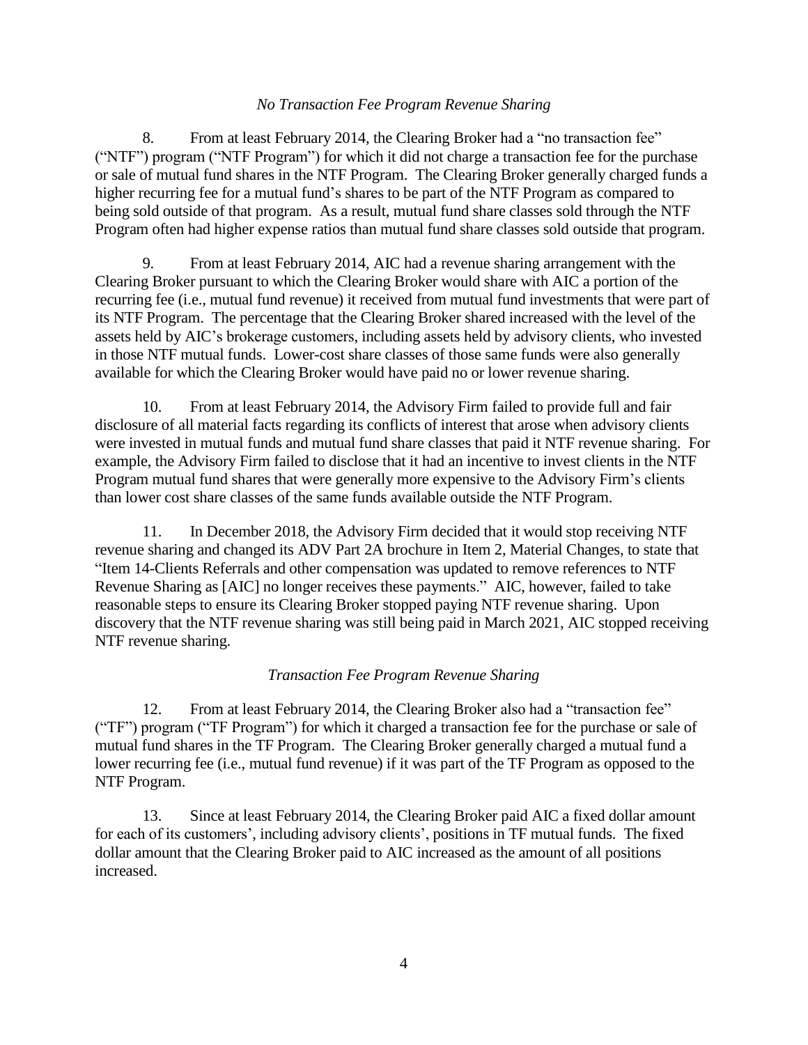*No Transaction Fee Program Revenue Sharing*

8. From at least February 2014, the Clearing Broker had a "no transaction fee" ("NTF") program ("NTF Program") for which it did not charge a transaction fee for the purchase or sale of mutual fund shares in the NTF Program. The Clearing Broker generally charged funds a higher recurring fee for a mutual fund's shares to be part of the NTF Program as compared to being sold outside of that program. As a result, mutual fund share classes sold through the NTF Program often had higher expense ratios than mutual fund share classes sold outside that program.

9. From at least February 2014, AIC had a revenue sharing arrangement with the Clearing Broker pursuant to which the Clearing Broker would share with AIC a portion of the recurring fee (i.e., mutual fund revenue) it received from mutual fund investments that were part of its NTF Program. The percentage that the Clearing Broker shared increased with the level of the assets held by AIC's brokerage customers, including assets held by advisory clients, who invested in those NTF mutual funds. Lower-cost share classes of those same funds were also generally available for which the Clearing Broker would have paid no or lower revenue sharing.

10. From at least February 2014, the Advisory Firm failed to provide full and fair disclosure of all material facts regarding its conflicts of interest that arose when advisory clients were invested in mutual funds and mutual fund share classes that paid it NTF revenue sharing. For example, the Advisory Firm failed to disclose that it had an incentive to invest clients in the NTF Program mutual fund shares that were generally more expensive to the Advisory Firm's clients than lower cost share classes of the same funds available outside the NTF Program.

11. In December 2018, the Advisory Firm decided that it would stop receiving NTF revenue sharing and changed its ADV Part 2A brochure in Item 2, Material Changes, to state that "Item 14-Clients Referrals and other compensation was updated to remove references to NTF Revenue Sharing as [AIC] no longer receives these payments." AIC, however, failed to take reasonable steps to ensure its Clearing Broker stopped paying NTF revenue sharing. Upon discovery that the NTF revenue sharing was still being paid in March 2021, AIC stopped receiving NTF revenue sharing.

*Transaction Fee Program Revenue Sharing*

12. From at least February 2014, the Clearing Broker also had a "transaction fee" ("TF") program ("TF Program") for which it charged a transaction fee for the purchase or sale of mutual fund shares in the TF Program. The Clearing Broker generally charged a mutual fund a lower recurring fee (i.e., mutual fund revenue) if it was part of the TF Program as opposed to the NTF Program.

13. Since at least February 2014, the Clearing Broker paid AIC a fixed dollar amount for each of its customers', including advisory clients', positions in TF mutual funds. The fixed dollar amount that the Clearing Broker paid to AIC increased as the amount of all positions increased.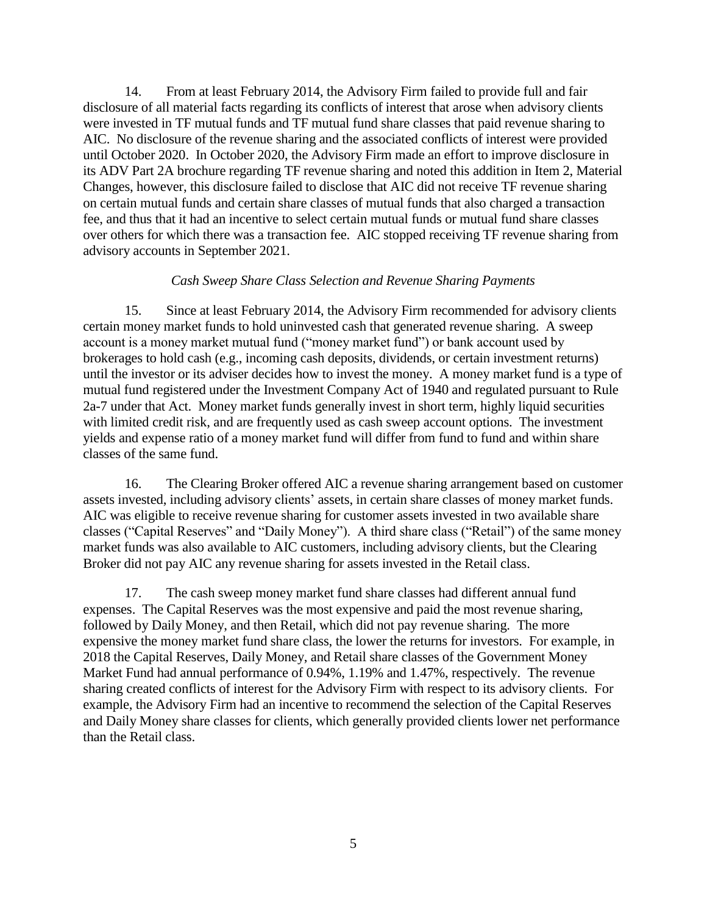14. From at least February 2014, the Advisory Firm failed to provide full and fair disclosure of all material facts regarding its conflicts of interest that arose when advisory clients were invested in TF mutual funds and TF mutual fund share classes that paid revenue sharing to AIC. No disclosure of the revenue sharing and the associated conflicts of interest were provided until October 2020. In October 2020, the Advisory Firm made an effort to improve disclosure in its ADV Part 2A brochure regarding TF revenue sharing and noted this addition in Item 2, Material Changes, however, this disclosure failed to disclose that AIC did not receive TF revenue sharing on certain mutual funds and certain share classes of mutual funds that also charged a transaction fee, and thus that it had an incentive to select certain mutual funds or mutual fund share classes over others for which there was a transaction fee. AIC stopped receiving TF revenue sharing from advisory accounts in September 2021.

*Cash Sweep Share Class Selection and Revenue Sharing Payments*

15. Since at least February 2014, the Advisory Firm recommended for advisory clients certain money market funds to hold uninvested cash that generated revenue sharing. A sweep account is a money market mutual fund ("money market fund") or bank account used by brokerages to hold cash (e.g., incoming cash deposits, dividends, or certain investment returns) until the investor or its adviser decides how to invest the money. A money market fund is a type of mutual fund registered under the Investment Company Act of 1940 and regulated pursuant to Rule 2a-7 under that Act. Money market funds generally invest in short term, highly liquid securities with limited credit risk, and are frequently used as cash sweep account options. The investment yields and expense ratio of a money market fund will differ from fund to fund and within share classes of the same fund.

16. The Clearing Broker offered AIC a revenue sharing arrangement based on customer assets invested, including advisory clients' assets, in certain share classes of money market funds. AIC was eligible to receive revenue sharing for customer assets invested in two available share classes ("Capital Reserves" and "Daily Money"). A third share class ("Retail") of the same money market funds was also available to AIC customers, including advisory clients, but the Clearing Broker did not pay AIC any revenue sharing for assets invested in the Retail class.

17. The cash sweep money market fund share classes had different annual fund expenses. The Capital Reserves was the most expensive and paid the most revenue sharing, followed by Daily Money, and then Retail, which did not pay revenue sharing. The more expensive the money market fund share class, the lower the returns for investors. For example, in 2018 the Capital Reserves, Daily Money, and Retail share classes of the Government Money Market Fund had annual performance of 0.94%, 1.19% and 1.47%, respectively. The revenue sharing created conflicts of interest for the Advisory Firm with respect to its advisory clients. For example, the Advisory Firm had an incentive to recommend the selection of the Capital Reserves and Daily Money share classes for clients, which generally provided clients lower net performance than the Retail class.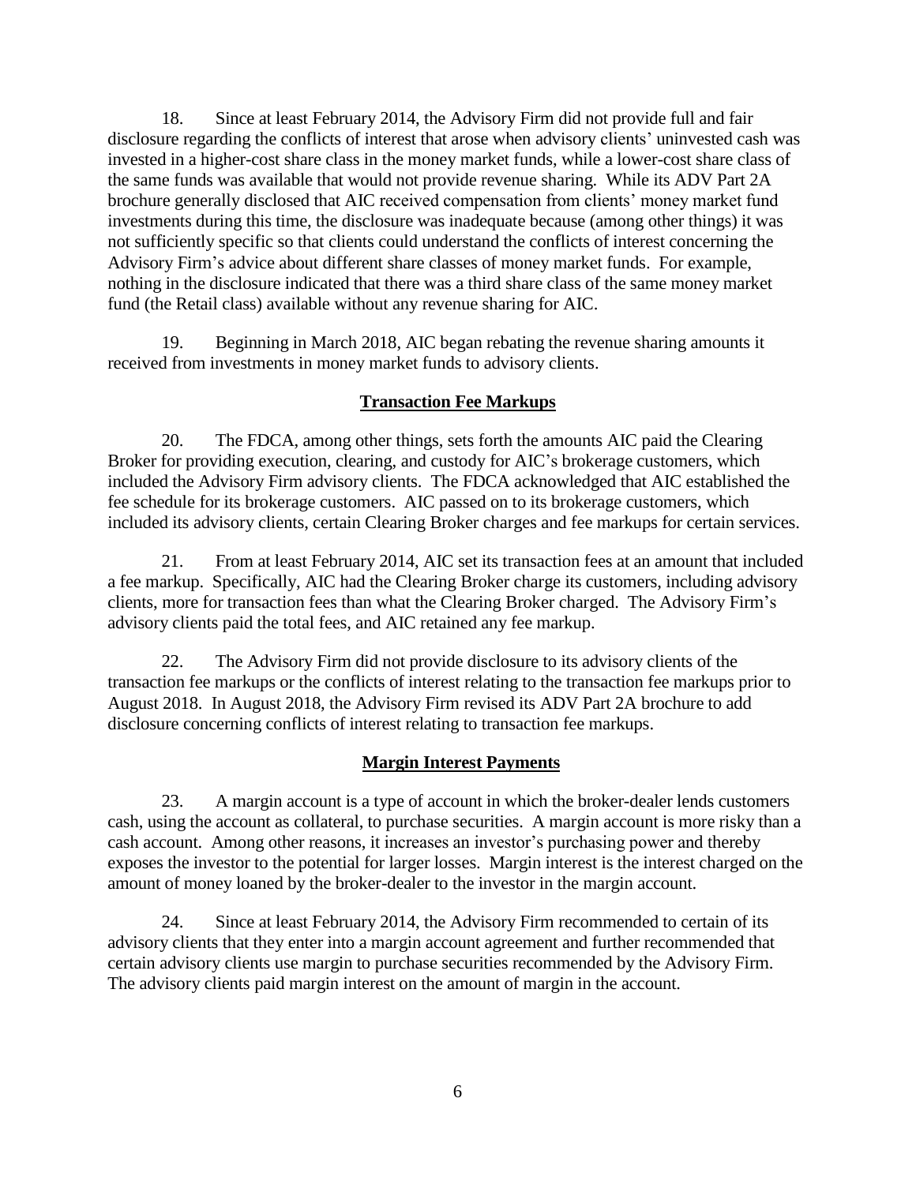18. Since at least February 2014, the Advisory Firm did not provide full and fair disclosure regarding the conflicts of interest that arose when advisory clients' uninvested cash was invested in a higher-cost share class in the money market funds, while a lower-cost share class of the same funds was available that would not provide revenue sharing. While its ADV Part 2A brochure generally disclosed that AIC received compensation from clients' money market fund investments during this time, the disclosure was inadequate because (among other things) it was not sufficiently specific so that clients could understand the conflicts of interest concerning the Advisory Firm's advice about different share classes of money market funds. For example, nothing in the disclosure indicated that there was a third share class of the same money market fund (the Retail class) available without any revenue sharing for AIC.

19. Beginning in March 2018, AIC began rebating the revenue sharing amounts it received from investments in money market funds to advisory clients.

## Transaction Fee Markups

20. The FDCA, among other things, sets forth the amounts AIC paid the Clearing Broker for providing execution, clearing, and custody for AIC's brokerage customers, which included the Advisory Firm advisory clients. The FDCA acknowledged that AIC established the fee schedule for its brokerage customers. AIC passed on to its brokerage customers, which included its advisory clients, certain Clearing Broker charges and fee markups for certain services.

21. From at least February 2014, AIC set its transaction fees at an amount that included a fee markup. Specifically, AIC had the Clearing Broker charge its customers, including advisory clients, more for transaction fees than what the Clearing Broker charged. The Advisory Firm's advisory clients paid the total fees, and AIC retained any fee markup.

22. The Advisory Firm did not provide disclosure to its advisory clients of the transaction fee markups or the conflicts of interest relating to the transaction fee markups prior to August 2018. In August 2018, the Advisory Firm revised its ADV Part 2A brochure to add disclosure concerning conflicts of interest relating to transaction fee markups.

## Margin Interest Payments

23. A margin account is a type of account in which the broker-dealer lends customers cash, using the account as collateral, to purchase securities. A margin account is more risky than a cash account. Among other reasons, it increases an investor's purchasing power and thereby exposes the investor to the potential for larger losses. Margin interest is the interest charged on the amount of money loaned by the broker-dealer to the investor in the margin account.

24. Since at least February 2014, the Advisory Firm recommended to certain of its advisory clients that they enter into a margin account agreement and further recommended that certain advisory clients use margin to purchase securities recommended by the Advisory Firm. The advisory clients paid margin interest on the amount of margin in the account.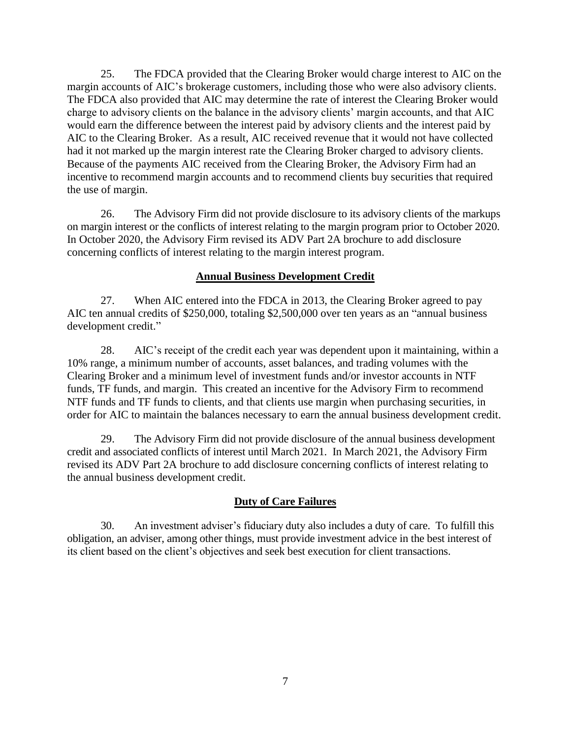25. The FDCA provided that the Clearing Broker would charge interest to AIC on the margin accounts of AIC's brokerage customers, including those who were also advisory clients. The FDCA also provided that AIC may determine the rate of interest the Clearing Broker would charge to advisory clients on the balance in the advisory clients' margin accounts, and that AIC would earn the difference between the interest paid by advisory clients and the interest paid by AIC to the Clearing Broker. As a result, AIC received revenue that it would not have collected had it not marked up the margin interest rate the Clearing Broker charged to advisory clients. Because of the payments AIC received from the Clearing Broker, the Advisory Firm had an incentive to recommend margin accounts and to recommend clients buy securities that required the use of margin.

26. The Advisory Firm did not provide disclosure to its advisory clients of the markups on margin interest or the conflicts of interest relating to the margin program prior to October 2020. In October 2020, the Advisory Firm revised its ADV Part 2A brochure to add disclosure concerning conflicts of interest relating to the margin interest program.

## Annual Business Development Credit

27. When AIC entered into the FDCA in 2013, the Clearing Broker agreed to pay AIC ten annual credits of $250,000, totaling $2,500,000 over ten years as an "annual business development credit."

28. AIC's receipt of the credit each year was dependent upon it maintaining, within a 10% range, a minimum number of accounts, asset balances, and trading volumes with the Clearing Broker and a minimum level of investment funds and/or investor accounts in NTF funds, TF funds, and margin. This created an incentive for the Advisory Firm to recommend NTF funds and TF funds to clients, and that clients use margin when purchasing securities, in order for AIC to maintain the balances necessary to earn the annual business development credit.

29. The Advisory Firm did not provide disclosure of the annual business development credit and associated conflicts of interest until March 2021. In March 2021, the Advisory Firm revised its ADV Part 2A brochure to add disclosure concerning conflicts of interest relating to the annual business development credit.

## Duty of Care Failures

30. An investment adviser's fiduciary duty also includes a duty of care. To fulfill this obligation, an adviser, among other things, must provide investment advice in the best interest of its client based on the client's objectives and seek best execution for client transactions.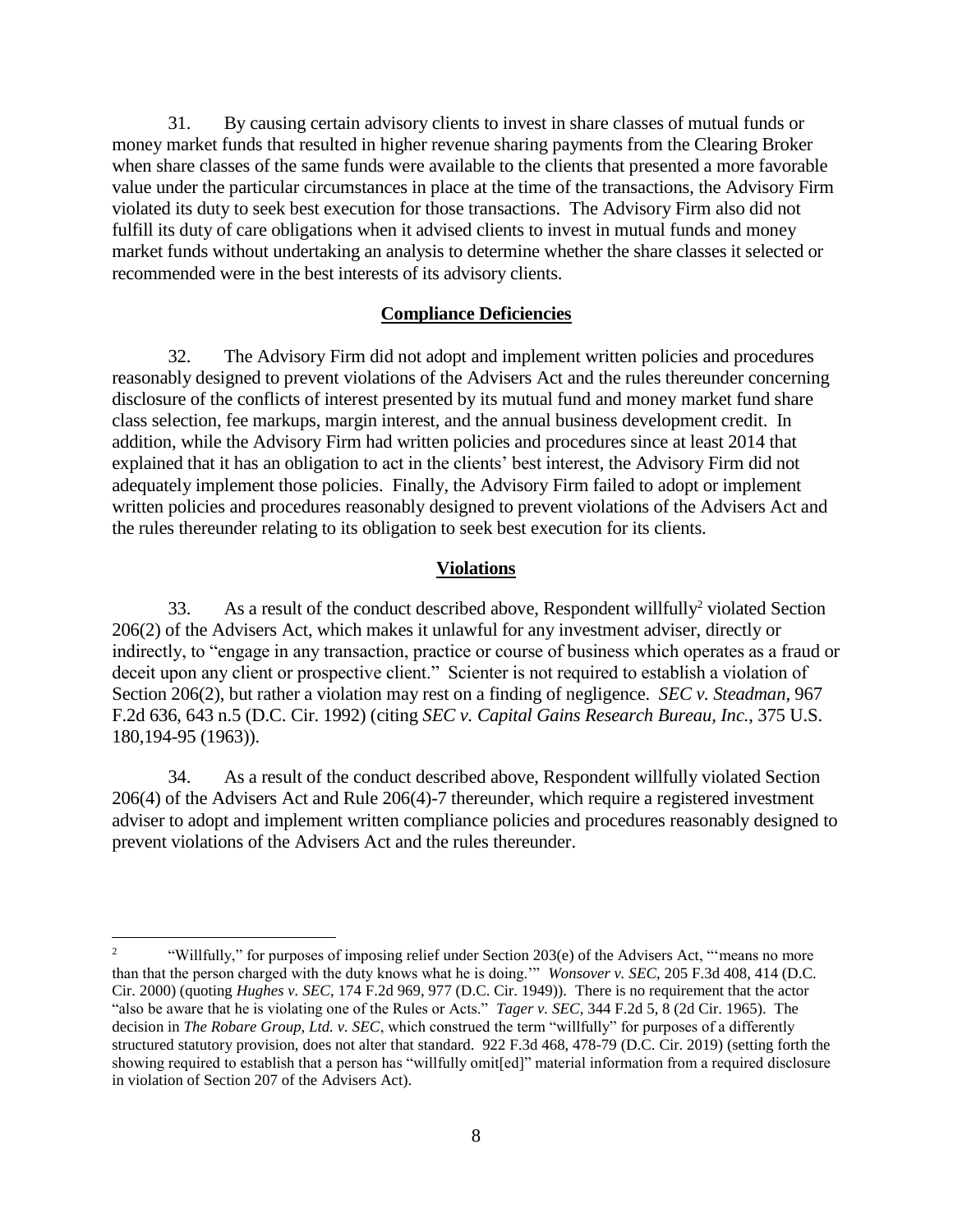31. By causing certain advisory clients to invest in share classes of mutual funds or money market funds that resulted in higher revenue sharing payments from the Clearing Broker when share classes of the same funds were available to the clients that presented a more favorable value under the particular circumstances in place at the time of the transactions, the Advisory Firm violated its duty to seek best execution for those transactions. The Advisory Firm also did not fulfill its duty of care obligations when it advised clients to invest in mutual funds and money market funds without undertaking an analysis to determine whether the share classes it selected or recommended were in the best interests of its advisory clients.

## Compliance Deficiencies

32. The Advisory Firm did not adopt and implement written policies and procedures reasonably designed to prevent violations of the Advisers Act and the rules thereunder concerning disclosure of the conflicts of interest presented by its mutual fund and money market fund share class selection, fee markups, margin interest, and the annual business development credit. In addition, while the Advisory Firm had written policies and procedures since at least 2014 that explained that it has an obligation to act in the clients' best interest, the Advisory Firm did not adequately implement those policies. Finally, the Advisory Firm failed to adopt or implement written policies and procedures reasonably designed to prevent violations of the Advisers Act and the rules thereunder relating to its obligation to seek best execution for its clients.

## Violations

33. As a result of the conduct described above, Respondent willfully[2] violated Section 206(2) of the Advisers Act, which makes it unlawful for any investment adviser, directly or indirectly, to "engage in any transaction, practice or course of business which operates as a fraud or deceit upon any client or prospective client." Scienter is not required to establish a violation of Section 206(2), but rather a violation may rest on a finding of negligence. *SEC v. Steadman*, 967 F.2d 636, 643 n.5 (D.C. Cir. 1992) (citing *SEC v. Capital Gains Research Bureau, Inc.*, 375 U.S. 180,194-95 (1963)).

34. As a result of the conduct described above, Respondent willfully violated Section 206(4) of the Advisers Act and Rule 206(4)-7 thereunder, which require a registered investment adviser to adopt and implement written compliance policies and procedures reasonably designed to prevent violations of the Advisers Act and the rules thereunder.

---

[2] "Willfully," for purposes of imposing relief under Section 203(e) of the Advisers Act, "'means no more than that the person charged with the duty knows what he is doing.'" *Wonsover v. SEC*, 205 F.3d 408, 414 (D.C. Cir. 2000) (quoting *Hughes v. SEC*, 174 F.2d 969, 977 (D.C. Cir. 1949)). There is no requirement that the actor "also be aware that he is violating one of the Rules or Acts." *Tager v. SEC*, 344 F.2d 5, 8 (2d Cir. 1965). The decision in *The Robare Group, Ltd. v. SEC*, which construed the term "willfully" for purposes of a differently structured statutory provision, does not alter that standard. 922 F.3d 468, 478-79 (D.C. Cir. 2019) (setting forth the showing required to establish that a person has "willfully omit[ed]" material information from a required disclosure in violation of Section 207 of the Advisers Act).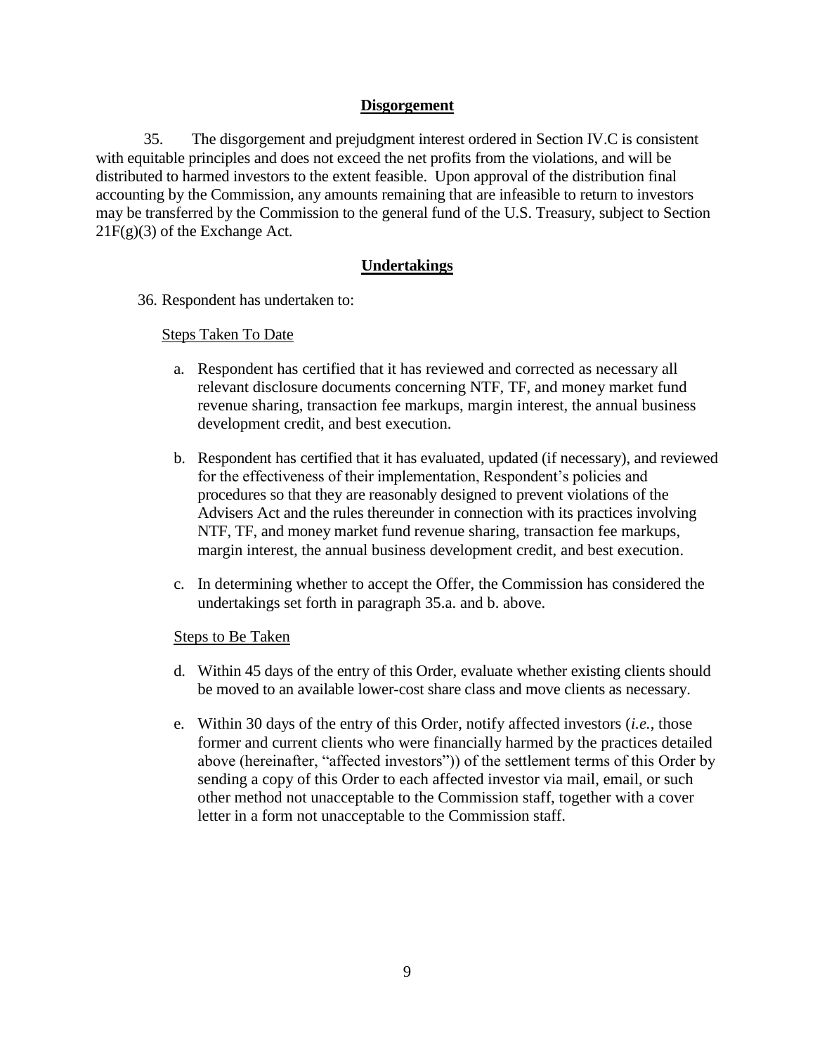## **Disgorgement**

35. The disgorgement and prejudgment interest ordered in Section IV.C is consistent with equitable principles and does not exceed the net profits from the violations, and will be distributed to harmed investors to the extent feasible. Upon approval of the distribution final accounting by the Commission, any amounts remaining that are infeasible to return to investors may be transferred by the Commission to the general fund of the U.S. Treasury, subject to Section 21F(g)(3) of the Exchange Act.

## **Undertakings**

36. Respondent has undertaken to:

Steps Taken To Date

a. Respondent has certified that it has reviewed and corrected as necessary all relevant disclosure documents concerning NTF, TF, and money market fund revenue sharing, transaction fee markups, margin interest, the annual business development credit, and best execution.

b. Respondent has certified that it has evaluated, updated (if necessary), and reviewed for the effectiveness of their implementation, Respondent's policies and procedures so that they are reasonably designed to prevent violations of the Advisers Act and the rules thereunder in connection with its practices involving NTF, TF, and money market fund revenue sharing, transaction fee markups, margin interest, the annual business development credit, and best execution.

c. In determining whether to accept the Offer, the Commission has considered the undertakings set forth in paragraph 35.a. and b. above.

Steps to Be Taken

d. Within 45 days of the entry of this Order, evaluate whether existing clients should be moved to an available lower-cost share class and move clients as necessary.

e. Within 30 days of the entry of this Order, notify affected investors (*i.e.*, those former and current clients who were financially harmed by the practices detailed above (hereinafter, "affected investors")) of the settlement terms of this Order by sending a copy of this Order to each affected investor via mail, email, or such other method not unacceptable to the Commission staff, together with a cover letter in a form not unacceptable to the Commission staff.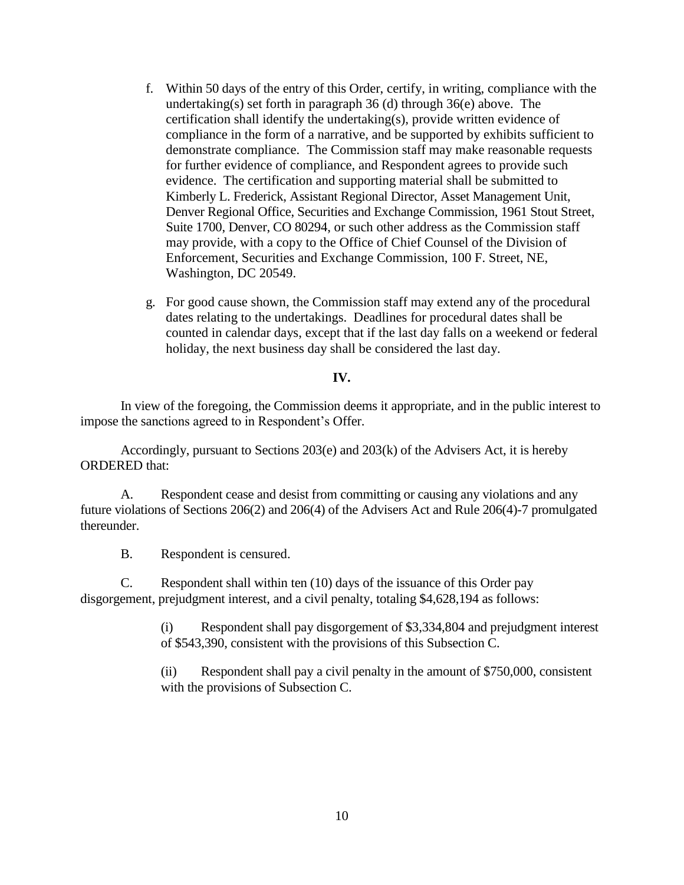f. Within 50 days of the entry of this Order, certify, in writing, compliance with the undertaking(s) set forth in paragraph 36 (d) through 36(e) above. The certification shall identify the undertaking(s), provide written evidence of compliance in the form of a narrative, and be supported by exhibits sufficient to demonstrate compliance. The Commission staff may make reasonable requests for further evidence of compliance, and Respondent agrees to provide such evidence. The certification and supporting material shall be submitted to Kimberly L. Frederick, Assistant Regional Director, Asset Management Unit, Denver Regional Office, Securities and Exchange Commission, 1961 Stout Street, Suite 1700, Denver, CO 80294, or such other address as the Commission staff may provide, with a copy to the Office of Chief Counsel of the Division of Enforcement, Securities and Exchange Commission, 100 F. Street, NE, Washington, DC 20549.

g. For good cause shown, the Commission staff may extend any of the procedural dates relating to the undertakings. Deadlines for procedural dates shall be counted in calendar days, except that if the last day falls on a weekend or federal holiday, the next business day shall be considered the last day.

**IV.**

In view of the foregoing, the Commission deems it appropriate, and in the public interest to impose the sanctions agreed to in Respondent's Offer.

Accordingly, pursuant to Sections 203(e) and 203(k) of the Advisers Act, it is hereby ORDERED that:

A. Respondent cease and desist from committing or causing any violations and any future violations of Sections 206(2) and 206(4) of the Advisers Act and Rule 206(4)-7 promulgated thereunder.

B. Respondent is censured.

C. Respondent shall within ten (10) days of the issuance of this Order pay disgorgement, prejudgment interest, and a civil penalty, totaling $4,628,194 as follows:

(i) Respondent shall pay disgorgement of $3,334,804 and prejudgment interest of $543,390, consistent with the provisions of this Subsection C.

(ii) Respondent shall pay a civil penalty in the amount of $750,000, consistent with the provisions of Subsection C.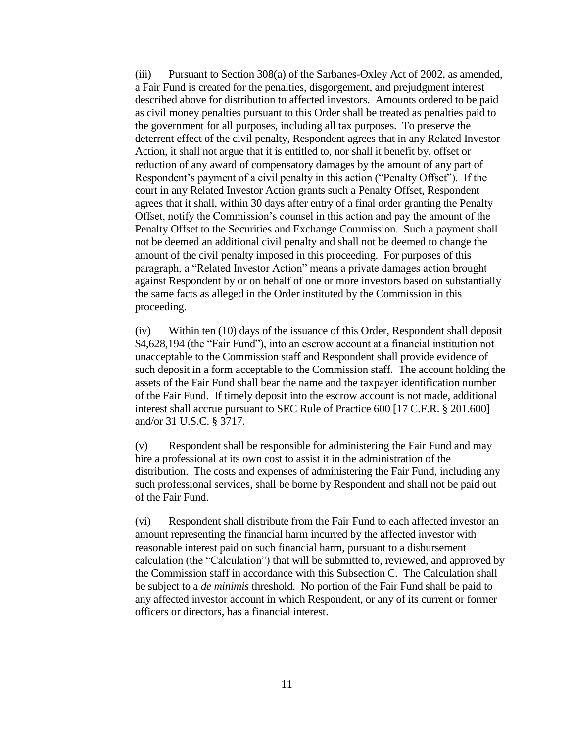(iii) Pursuant to Section 308(a) of the Sarbanes-Oxley Act of 2002, as amended, a Fair Fund is created for the penalties, disgorgement, and prejudgment interest described above for distribution to affected investors. Amounts ordered to be paid as civil money penalties pursuant to this Order shall be treated as penalties paid to the government for all purposes, including all tax purposes. To preserve the deterrent effect of the civil penalty, Respondent agrees that in any Related Investor Action, it shall not argue that it is entitled to, nor shall it benefit by, offset or reduction of any award of compensatory damages by the amount of any part of Respondent's payment of a civil penalty in this action ("Penalty Offset"). If the court in any Related Investor Action grants such a Penalty Offset, Respondent agrees that it shall, within 30 days after entry of a final order granting the Penalty Offset, notify the Commission's counsel in this action and pay the amount of the Penalty Offset to the Securities and Exchange Commission. Such a payment shall not be deemed an additional civil penalty and shall not be deemed to change the amount of the civil penalty imposed in this proceeding. For purposes of this paragraph, a "Related Investor Action" means a private damages action brought against Respondent by or on behalf of one or more investors based on substantially the same facts as alleged in the Order instituted by the Commission in this proceeding.

(iv) Within ten (10) days of the issuance of this Order, Respondent shall deposit $4,628,194 (the "Fair Fund"), into an escrow account at a financial institution not unacceptable to the Commission staff and Respondent shall provide evidence of such deposit in a form acceptable to the Commission staff. The account holding the assets of the Fair Fund shall bear the name and the taxpayer identification number of the Fair Fund. If timely deposit into the escrow account is not made, additional interest shall accrue pursuant to SEC Rule of Practice 600 [17 C.F.R. § 201.600] and/or 31 U.S.C. § 3717.

(v) Respondent shall be responsible for administering the Fair Fund and may hire a professional at its own cost to assist it in the administration of the distribution. The costs and expenses of administering the Fair Fund, including any such professional services, shall be borne by Respondent and shall not be paid out of the Fair Fund.

(vi) Respondent shall distribute from the Fair Fund to each affected investor an amount representing the financial harm incurred by the affected investor with reasonable interest paid on such financial harm, pursuant to a disbursement calculation (the "Calculation") that will be submitted to, reviewed, and approved by the Commission staff in accordance with this Subsection C. The Calculation shall be subject to a *de minimis* threshold. No portion of the Fair Fund shall be paid to any affected investor account in which Respondent, or any of its current or former officers or directors, has a financial interest.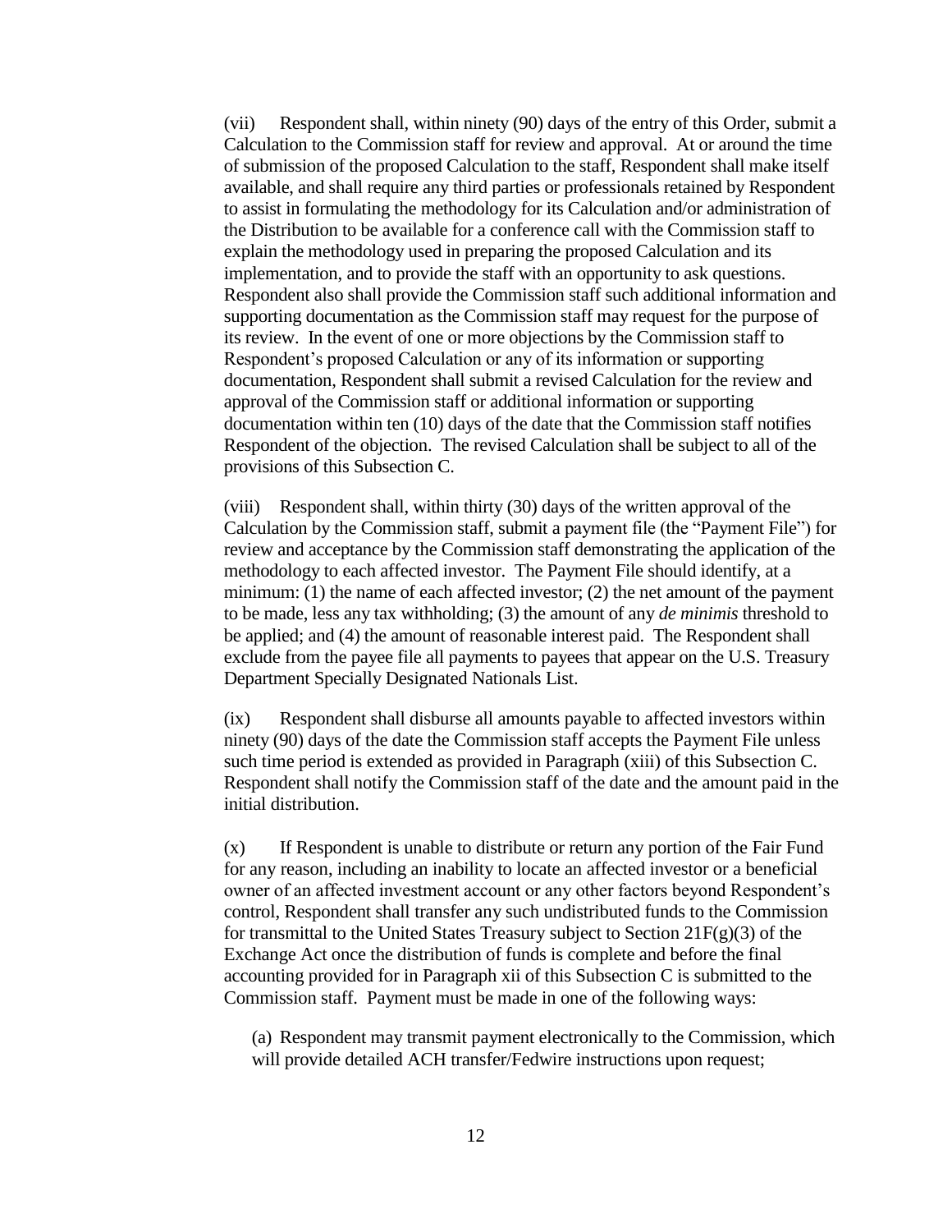(vii) Respondent shall, within ninety (90) days of the entry of this Order, submit a Calculation to the Commission staff for review and approval. At or around the time of submission of the proposed Calculation to the staff, Respondent shall make itself available, and shall require any third parties or professionals retained by Respondent to assist in formulating the methodology for its Calculation and/or administration of the Distribution to be available for a conference call with the Commission staff to explain the methodology used in preparing the proposed Calculation and its implementation, and to provide the staff with an opportunity to ask questions. Respondent also shall provide the Commission staff such additional information and supporting documentation as the Commission staff may request for the purpose of its review. In the event of one or more objections by the Commission staff to Respondent's proposed Calculation or any of its information or supporting documentation, Respondent shall submit a revised Calculation for the review and approval of the Commission staff or additional information or supporting documentation within ten (10) days of the date that the Commission staff notifies Respondent of the objection. The revised Calculation shall be subject to all of the provisions of this Subsection C.

(viii) Respondent shall, within thirty (30) days of the written approval of the Calculation by the Commission staff, submit a payment file (the "Payment File") for review and acceptance by the Commission staff demonstrating the application of the methodology to each affected investor. The Payment File should identify, at a minimum: (1) the name of each affected investor; (2) the net amount of the payment to be made, less any tax withholding; (3) the amount of any *de minimis* threshold to be applied; and (4) the amount of reasonable interest paid. The Respondent shall exclude from the payee file all payments to payees that appear on the U.S. Treasury Department Specially Designated Nationals List.

(ix) Respondent shall disburse all amounts payable to affected investors within ninety (90) days of the date the Commission staff accepts the Payment File unless such time period is extended as provided in Paragraph (xiii) of this Subsection C. Respondent shall notify the Commission staff of the date and the amount paid in the initial distribution.

(x) If Respondent is unable to distribute or return any portion of the Fair Fund for any reason, including an inability to locate an affected investor or a beneficial owner of an affected investment account or any other factors beyond Respondent's control, Respondent shall transfer any such undistributed funds to the Commission for transmittal to the United States Treasury subject to Section 21F(g)(3) of the Exchange Act once the distribution of funds is complete and before the final accounting provided for in Paragraph xii of this Subsection C is submitted to the Commission staff. Payment must be made in one of the following ways:

(a) Respondent may transmit payment electronically to the Commission, which will provide detailed ACH transfer/Fedwire instructions upon request;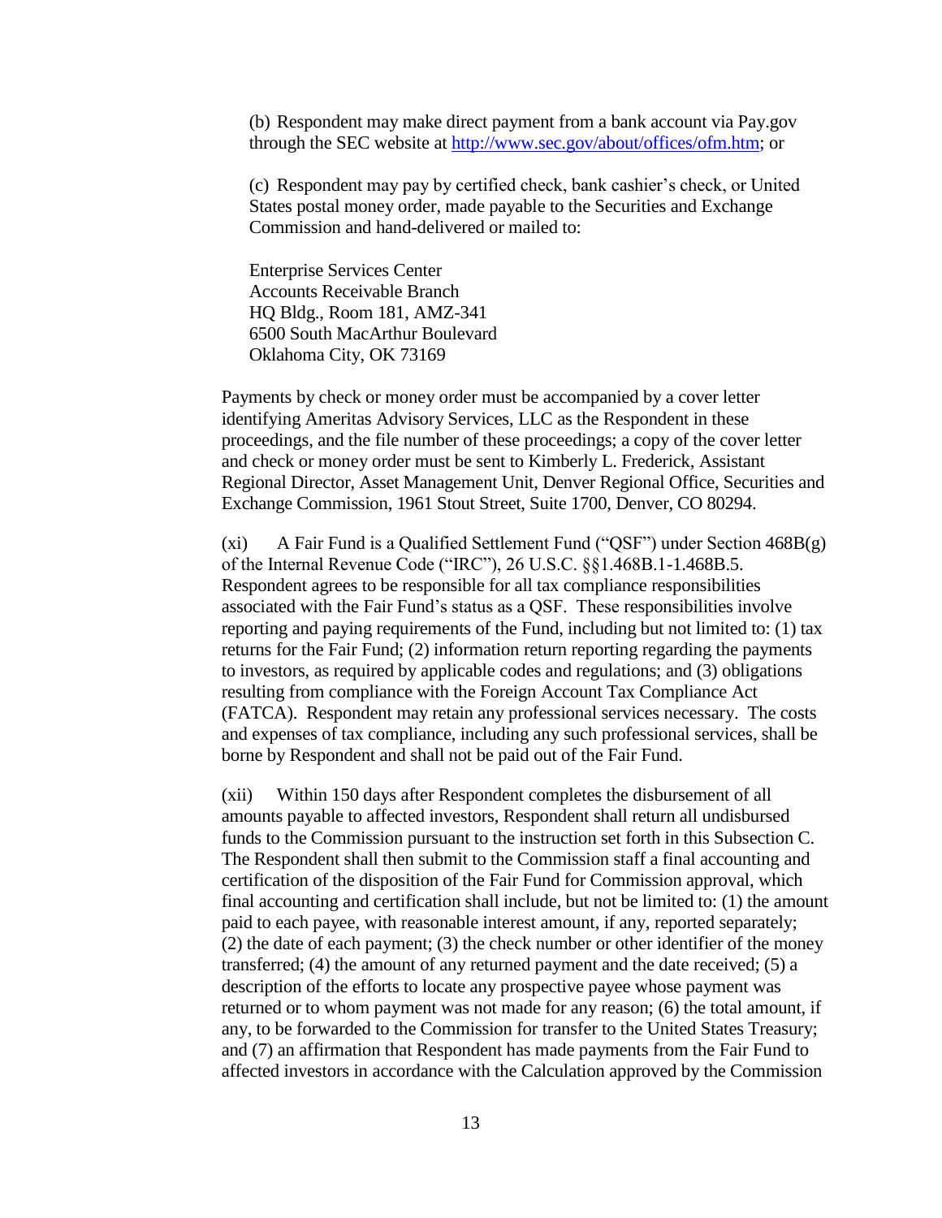(b) Respondent may make direct payment from a bank account via Pay.gov through the SEC website at http://www.sec.gov/about/offices/ofm.htm; or

(c) Respondent may pay by certified check, bank cashier's check, or United States postal money order, made payable to the Securities and Exchange Commission and hand-delivered or mailed to:

Enterprise Services Center  
Accounts Receivable Branch  
HQ Bldg., Room 181, AMZ-341  
6500 South MacArthur Boulevard  
Oklahoma City, OK 73169

Payments by check or money order must be accompanied by a cover letter identifying Ameritas Advisory Services, LLC as the Respondent in these proceedings, and the file number of these proceedings; a copy of the cover letter and check or money order must be sent to Kimberly L. Frederick, Assistant Regional Director, Asset Management Unit, Denver Regional Office, Securities and Exchange Commission, 1961 Stout Street, Suite 1700, Denver, CO 80294.

(xi) A Fair Fund is a Qualified Settlement Fund ("QSF") under Section 468B(g) of the Internal Revenue Code ("IRC"), 26 U.S.C. §§1.468B.1-1.468B.5. Respondent agrees to be responsible for all tax compliance responsibilities associated with the Fair Fund's status as a QSF. These responsibilities involve reporting and paying requirements of the Fund, including but not limited to: (1) tax returns for the Fair Fund; (2) information return reporting regarding the payments to investors, as required by applicable codes and regulations; and (3) obligations resulting from compliance with the Foreign Account Tax Compliance Act (FATCA). Respondent may retain any professional services necessary. The costs and expenses of tax compliance, including any such professional services, shall be borne by Respondent and shall not be paid out of the Fair Fund.

(xii) Within 150 days after Respondent completes the disbursement of all amounts payable to affected investors, Respondent shall return all undisbursed funds to the Commission pursuant to the instruction set forth in this Subsection C. The Respondent shall then submit to the Commission staff a final accounting and certification of the disposition of the Fair Fund for Commission approval, which final accounting and certification shall include, but not be limited to: (1) the amount paid to each payee, with reasonable interest amount, if any, reported separately; (2) the date of each payment; (3) the check number or other identifier of the money transferred; (4) the amount of any returned payment and the date received; (5) a description of the efforts to locate any prospective payee whose payment was returned or to whom payment was not made for any reason; (6) the total amount, if any, to be forwarded to the Commission for transfer to the United States Treasury; and (7) an affirmation that Respondent has made payments from the Fair Fund to affected investors in accordance with the Calculation approved by the Commission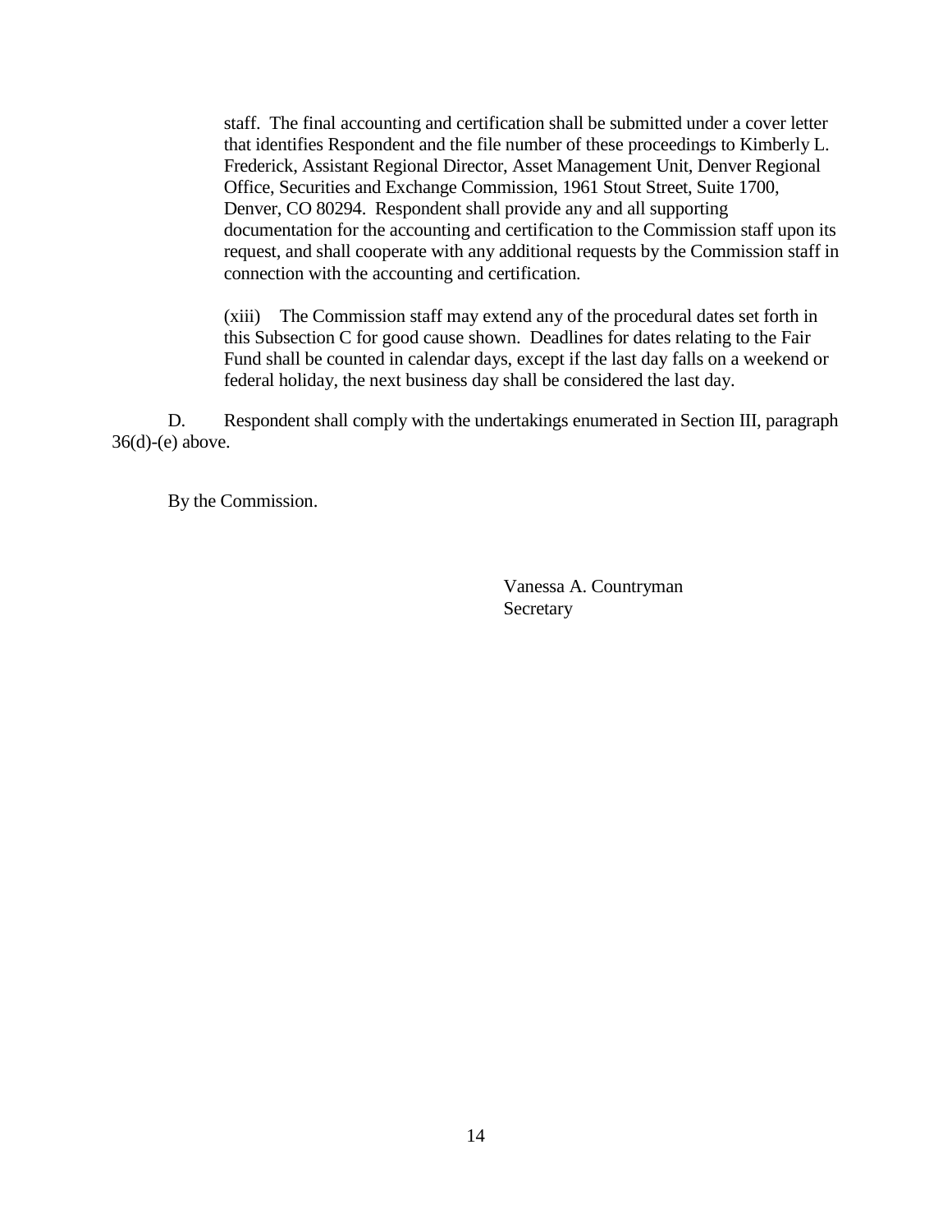staff. The final accounting and certification shall be submitted under a cover letter that identifies Respondent and the file number of these proceedings to Kimberly L. Frederick, Assistant Regional Director, Asset Management Unit, Denver Regional Office, Securities and Exchange Commission, 1961 Stout Street, Suite 1700, Denver, CO 80294. Respondent shall provide any and all supporting documentation for the accounting and certification to the Commission staff upon its request, and shall cooperate with any additional requests by the Commission staff in connection with the accounting and certification.

(xiii) The Commission staff may extend any of the procedural dates set forth in this Subsection C for good cause shown. Deadlines for dates relating to the Fair Fund shall be counted in calendar days, except if the last day falls on a weekend or federal holiday, the next business day shall be considered the last day.

D. Respondent shall comply with the undertakings enumerated in Section III, paragraph 36(d)-(e) above.

By the Commission.

Vanessa A. Countryman
Secretary